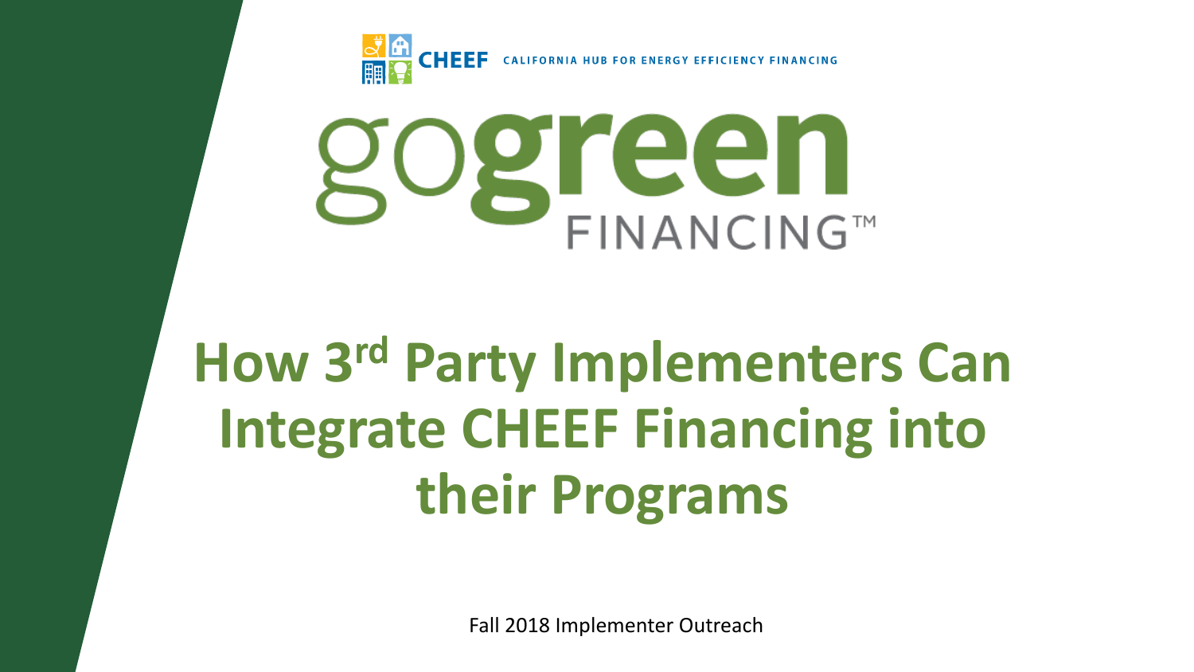CHEEF CALIFORNIA HUB FOR ENERGY EFFICIENCY FINANCING

gogreen FINANCING™

# How 3rd Party Implementers Can Integrate CHEEF Financing into their Programs

Fall 2018 Implementer Outreach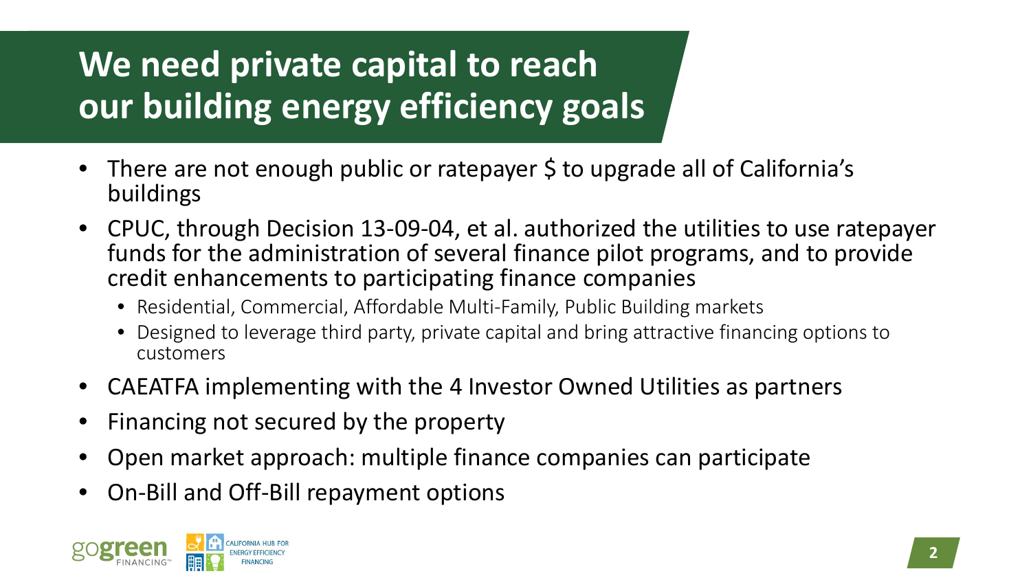# We need private capital to reach our building energy efficiency goals

- There are not enough public or ratepayer $ to upgrade all of California's buildings
- CPUC, through Decision 13-09-04, et al. authorized the utilities to use ratepayer funds for the administration of several finance pilot programs, and to provide credit enhancements to participating finance companies
  - Residential, Commercial, Affordable Multi-Family, Public Building markets
  - Designed to leverage third party, private capital and bring attractive financing options to customers
- CAEATFA implementing with the 4 Investor Owned Utilities as partners
- Financing not secured by the property
- Open market approach: multiple finance companies can participate
- On-Bill and Off-Bill repayment options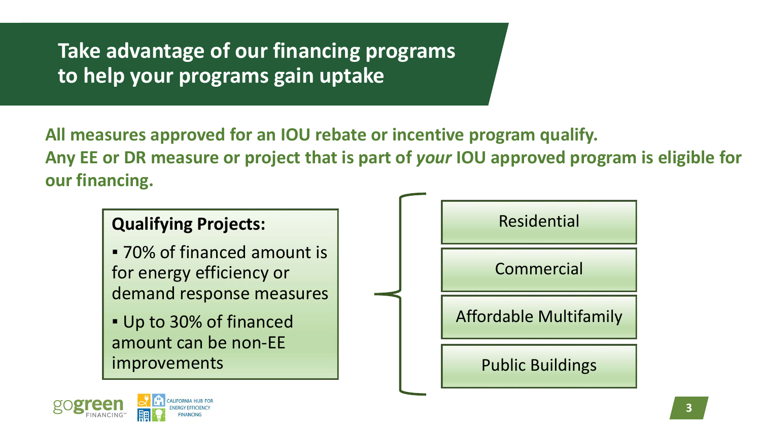# Take advantage of our financing programs to help your programs gain uptake

**All measures approved for an IOU rebate or incentive program qualify.**
**Any EE or DR measure or project that is part of *your* IOU approved program is eligible for our financing.**

**Qualifying Projects:**

- 70% of financed amount is for energy efficiency or demand response measures
- Up to 30% of financed amount can be non-EE improvements

- Residential
- Commercial
- Affordable Multifamily
- Public Buildings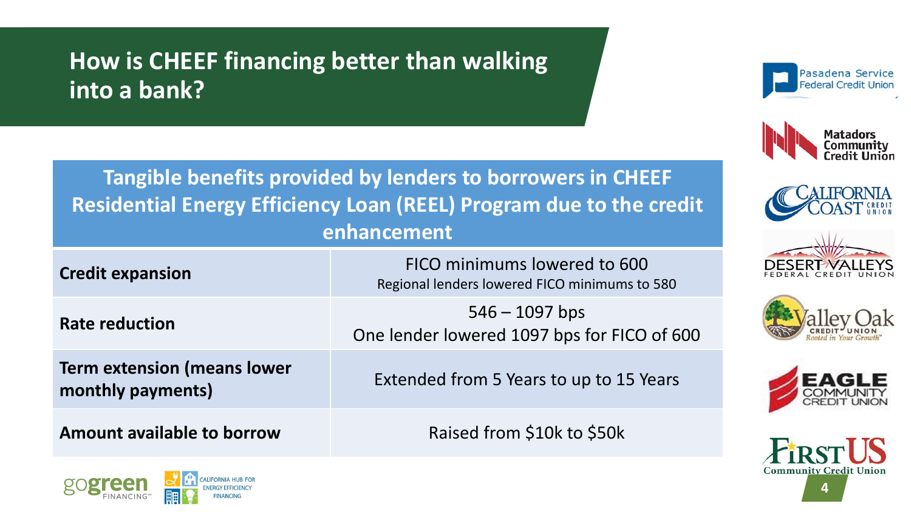# How is CHEEF financing better than walking into a bank?

| Tangible benefits provided by lenders to borrowers in CHEEF Residential Energy Efficiency Loan (REEL) Program due to the credit enhancement | |
|---|---|
| **Credit expansion** | FICO minimums lowered to 600<br>Regional lenders lowered FICO minimums to 580 |
| **Rate reduction** | 546 – 1097 bps<br>One lender lowered 1097 bps for FICO of 600 |
| **Term extension (means lower monthly payments)** | Extended from 5 Years to up to 15 Years |
| **Amount available to borrow** | Raised from $10k to $50k |

Pasadena Service Federal Credit Union

Matadors Community Credit Union

California Coast Credit Union

Desert Valleys Federal Credit Union

Valley Oak Credit Union – Rooted in Your Growth

Eagle Community Credit Union

FirstUS Community Credit Union

gogreen FINANCING

CALIFORNIA HUB FOR ENERGY EFFICIENCY FINANCING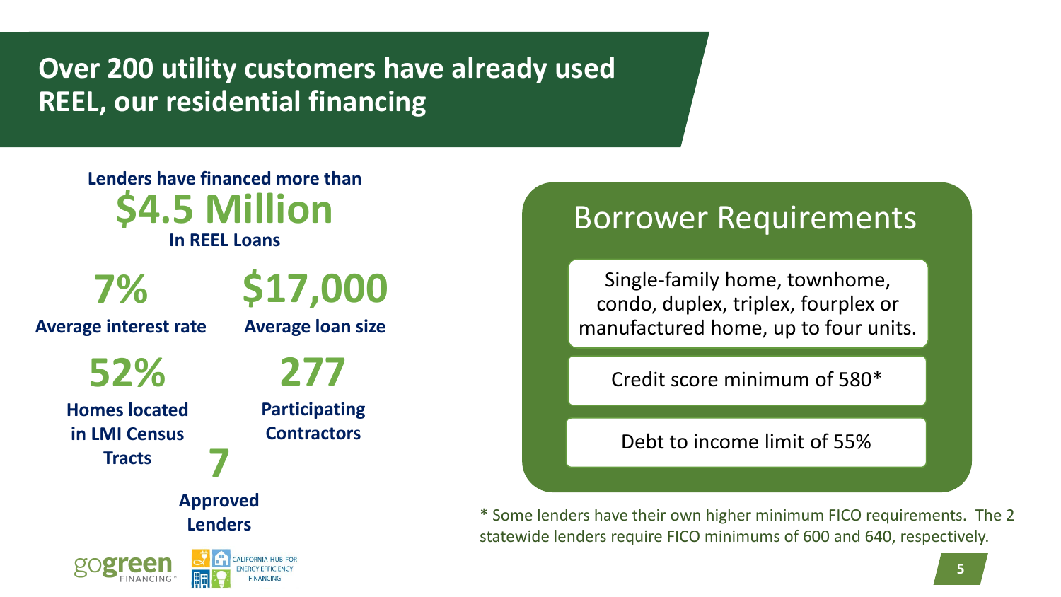# Over 200 utility customers have already used REEL, our residential financing

**Lenders have financed more than**
**$4.5 Million**
**In REEL Loans**

**7%**
**Average interest rate**

**$17,000**
**Average loan size**

**52%**
**Homes located in LMI Census Tracts**

**277**
**Participating Contractors**

**7**
**Approved Lenders**

## Borrower Requirements

- Single-family home, townhome, condo, duplex, triplex, fourplex or manufactured home, up to four units.
- Credit score minimum of 580*
- Debt to income limit of 55%

* Some lenders have their own higher minimum FICO requirements. The 2 statewide lenders require FICO minimums of 600 and 640, respectively.

gogreen FINANCING™ | CALIFORNIA HUB FOR ENERGY EFFICIENCY FINANCING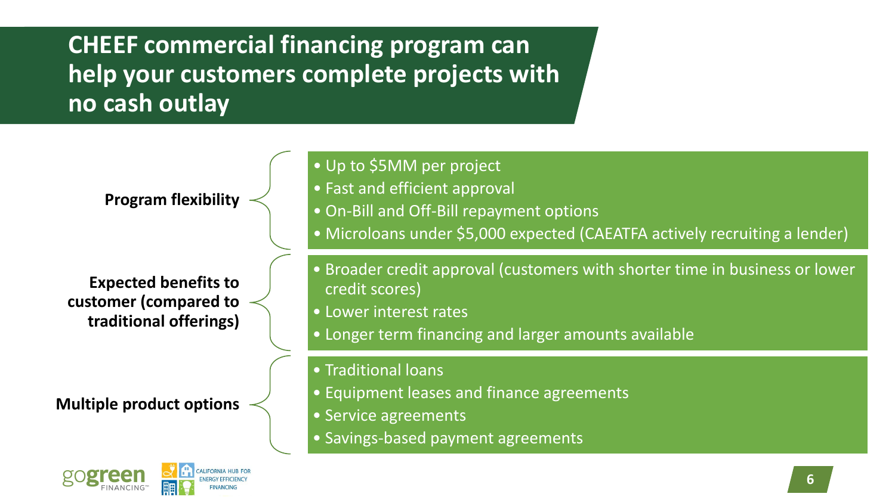# CHEEF commercial financing program can help your customers complete projects with no cash outlay

**Program flexibility**

- Up to \$5MM per project
- Fast and efficient approval
- On-Bill and Off-Bill repayment options
- Microloans under \$5,000 expected (CAEATFA actively recruiting a lender)

**Expected benefits to customer (compared to traditional offerings)**

- Broader credit approval (customers with shorter time in business or lower credit scores)
- Lower interest rates
- Longer term financing and larger amounts available

**Multiple product options**

- Traditional loans
- Equipment leases and finance agreements
- Service agreements
- Savings-based payment agreements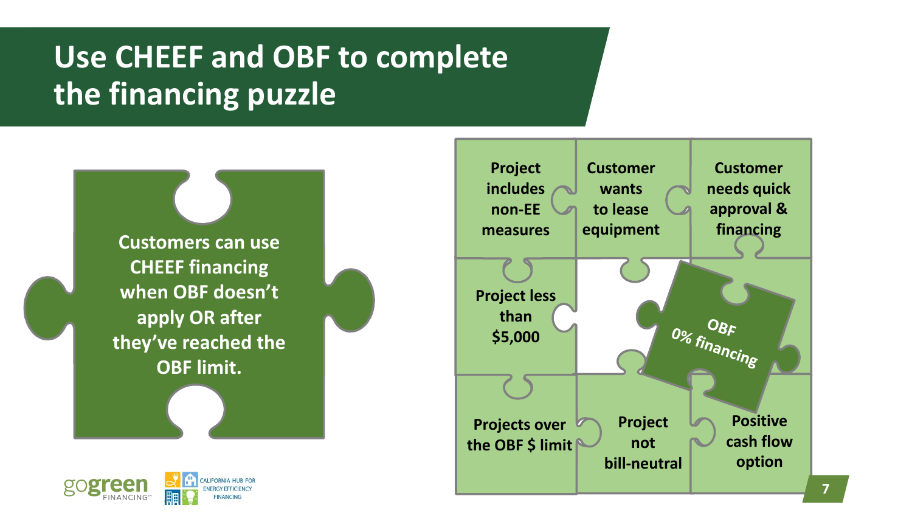# Use CHEEF and OBF to complete the financing puzzle

**Customers can use CHEEF financing when OBF doesn't apply OR after they've reached the OBF limit.**

- Project includes non-EE measures
- Customer wants to lease equipment
- Customer needs quick approval & financing
- Project less than $5,000
- OBF 0% financing
- Projects over the OBF $ limit
- Project not bill-neutral
- Positive cash flow option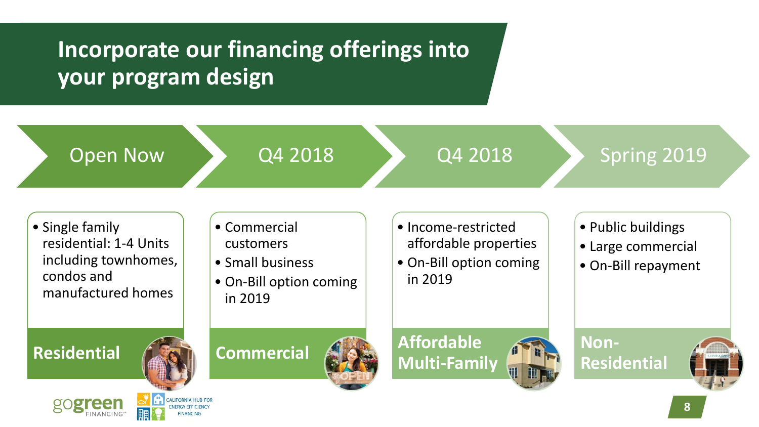# Incorporate our financing offerings into your program design

## Open Now

- Single family residential: 1-4 Units including townhomes, condos and manufactured homes

**Residential**

## Q4 2018

- Commercial customers
- Small business
- On-Bill option coming in 2019

**Commercial**

## Q4 2018

- Income-restricted affordable properties
- On-Bill option coming in 2019

**Affordable Multi-Family**

## Spring 2019

- Public buildings
- Large commercial
- On-Bill repayment

**Non-Residential**

gogreen FINANCING™ | CALIFORNIA HUB FOR ENERGY EFFICIENCY FINANCING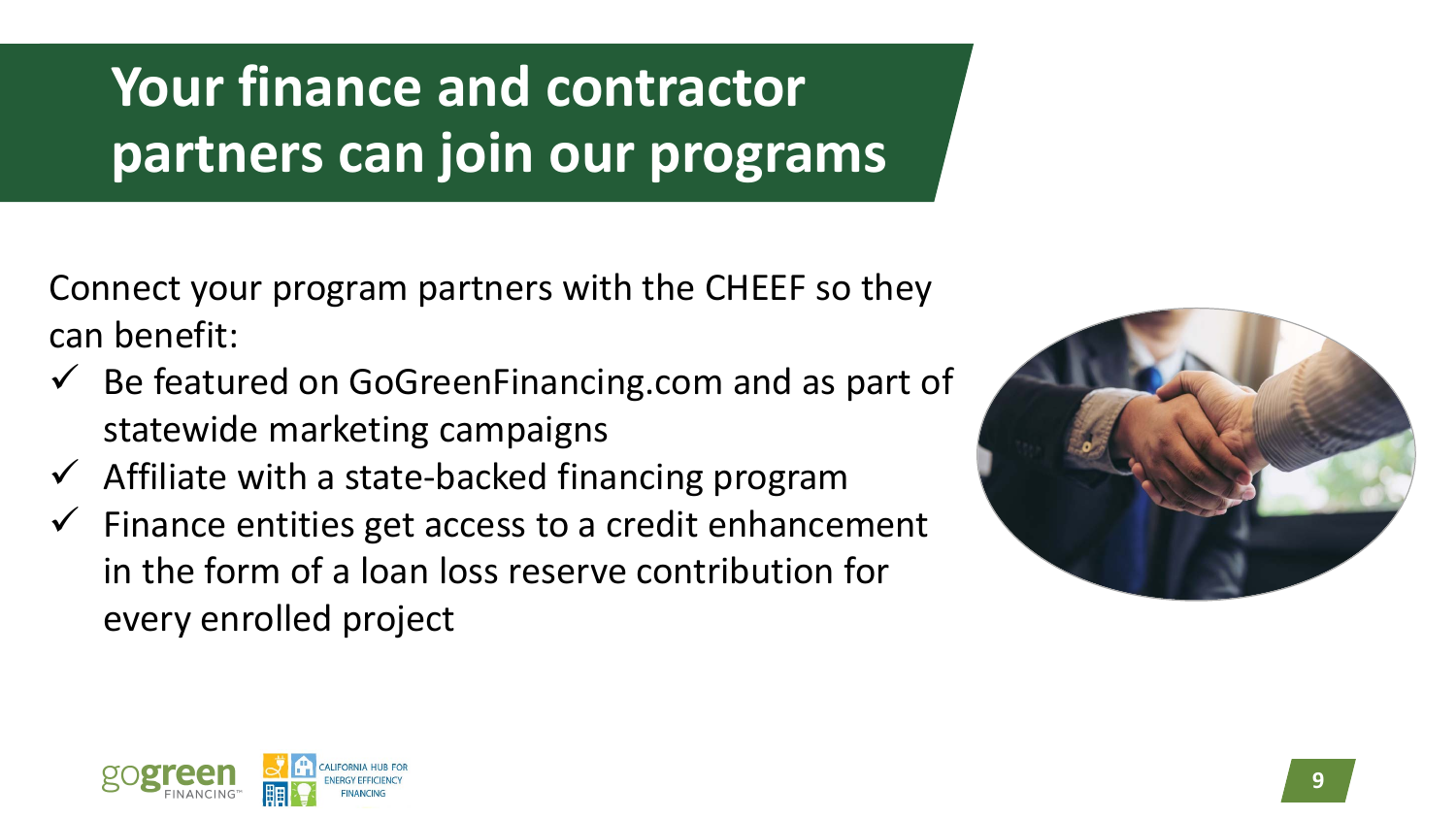# Your finance and contractor partners can join our programs

Connect your program partners with the CHEEF so they can benefit:

- ✓ Be featured on GoGreenFinancing.com and as part of statewide marketing campaigns
- ✓ Affiliate with a state-backed financing program
- ✓ Finance entities get access to a credit enhancement in the form of a loan loss reserve contribution for every enrolled project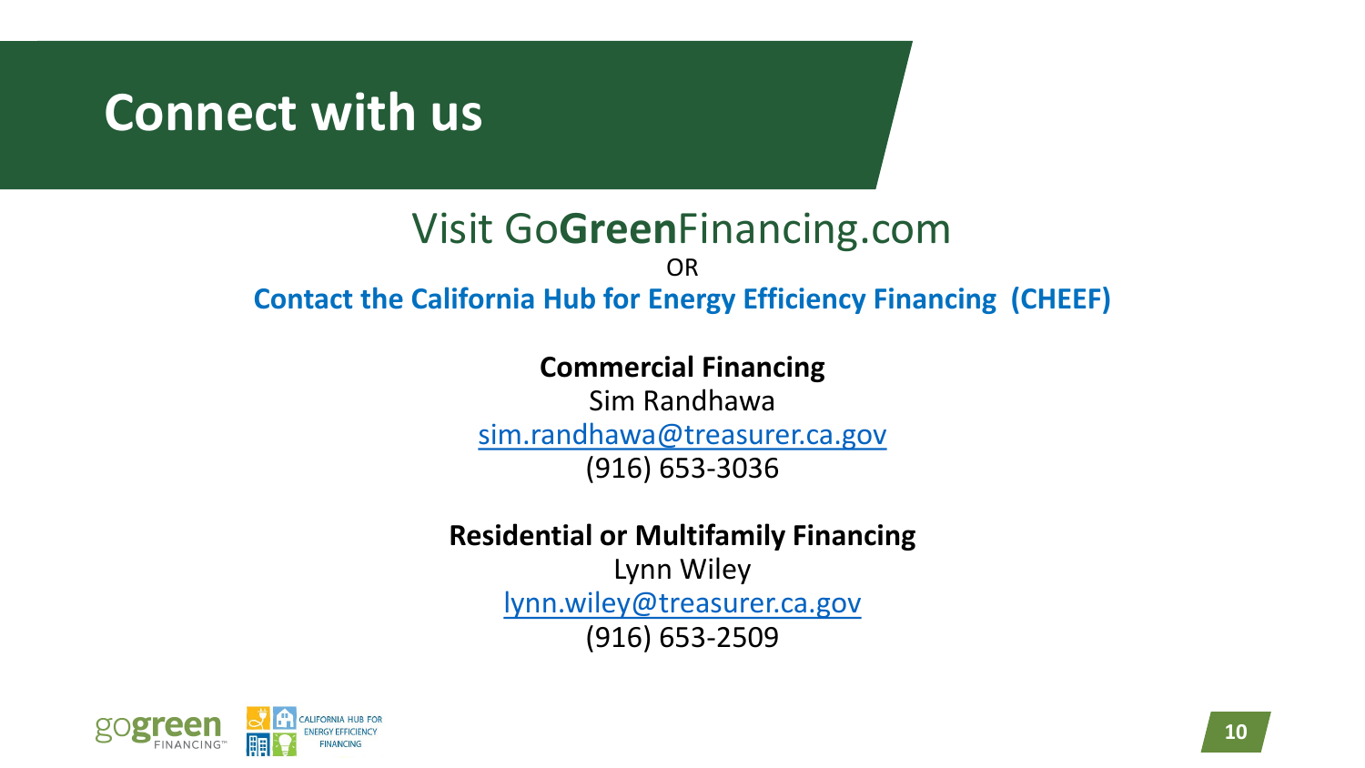# Connect with us

Visit Go**Green**Financing.com

OR

**Contact the California Hub for Energy Efficiency Financing (CHEEF)**

**Commercial Financing**

Sim Randhawa

sim.randhawa@treasurer.ca.gov

(916) 653-3036

**Residential or Multifamily Financing**

Lynn Wiley

lynn.wiley@treasurer.ca.gov

(916) 653-2509

gogreen FINANCING™

CALIFORNIA HUB FOR ENERGY EFFICIENCY FINANCING